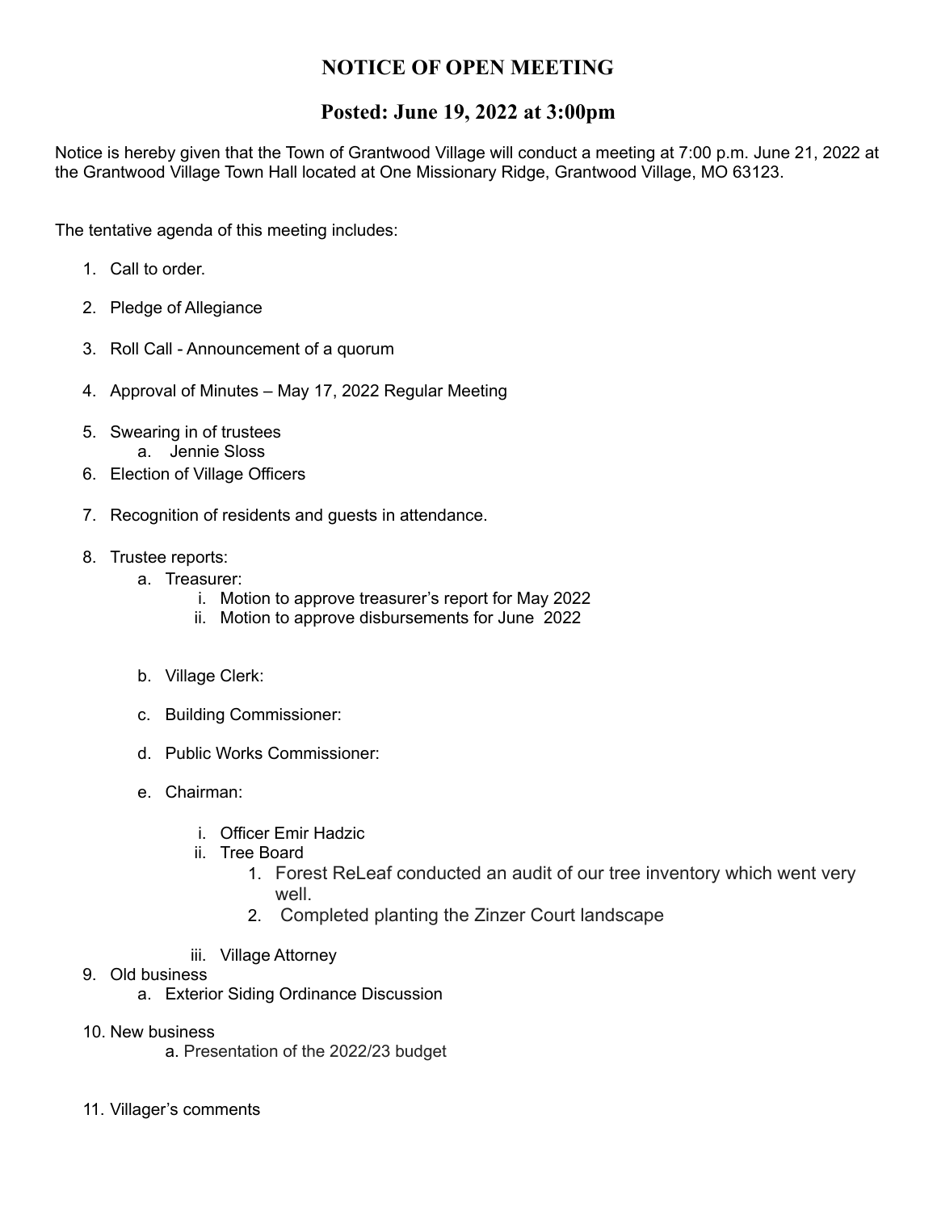# NOTICE OF OPEN MEETING

## Posted: June 19, 2022 at 3:00pm

Notice is hereby given that the Town of Grantwood Village will conduct a meeting at 7:00 p.m. June 21, 2022 at the Grantwood Village Town Hall located at One Missionary Ridge, Grantwood Village, MO 63123.

The tentative agenda of this meeting includes:

1. Call to order.
2. Pledge of Allegiance
3. Roll Call - Announcement of a quorum
4. Approval of Minutes – May 17, 2022 Regular Meeting
5. Swearing in of trustees
   a. Jennie Sloss
6. Election of Village Officers
7. Recognition of residents and guests in attendance.
8. Trustee reports:
   a. Treasurer:
      i. Motion to approve treasurer's report for May 2022
      ii. Motion to approve disbursements for June 2022

   b. Village Clerk:

   c. Building Commissioner:

   d. Public Works Commissioner:

   e. Chairman:
      i. Officer Emir Hadzic
      ii. Tree Board
         1. Forest ReLeaf conducted an audit of our tree inventory which went very well.
         2. Completed planting the Zinzer Court landscape
      iii. Village Attorney
9. Old business
   a. Exterior Siding Ordinance Discussion
10. New business
    a. Presentation of the 2022/23 budget
11. Villager's comments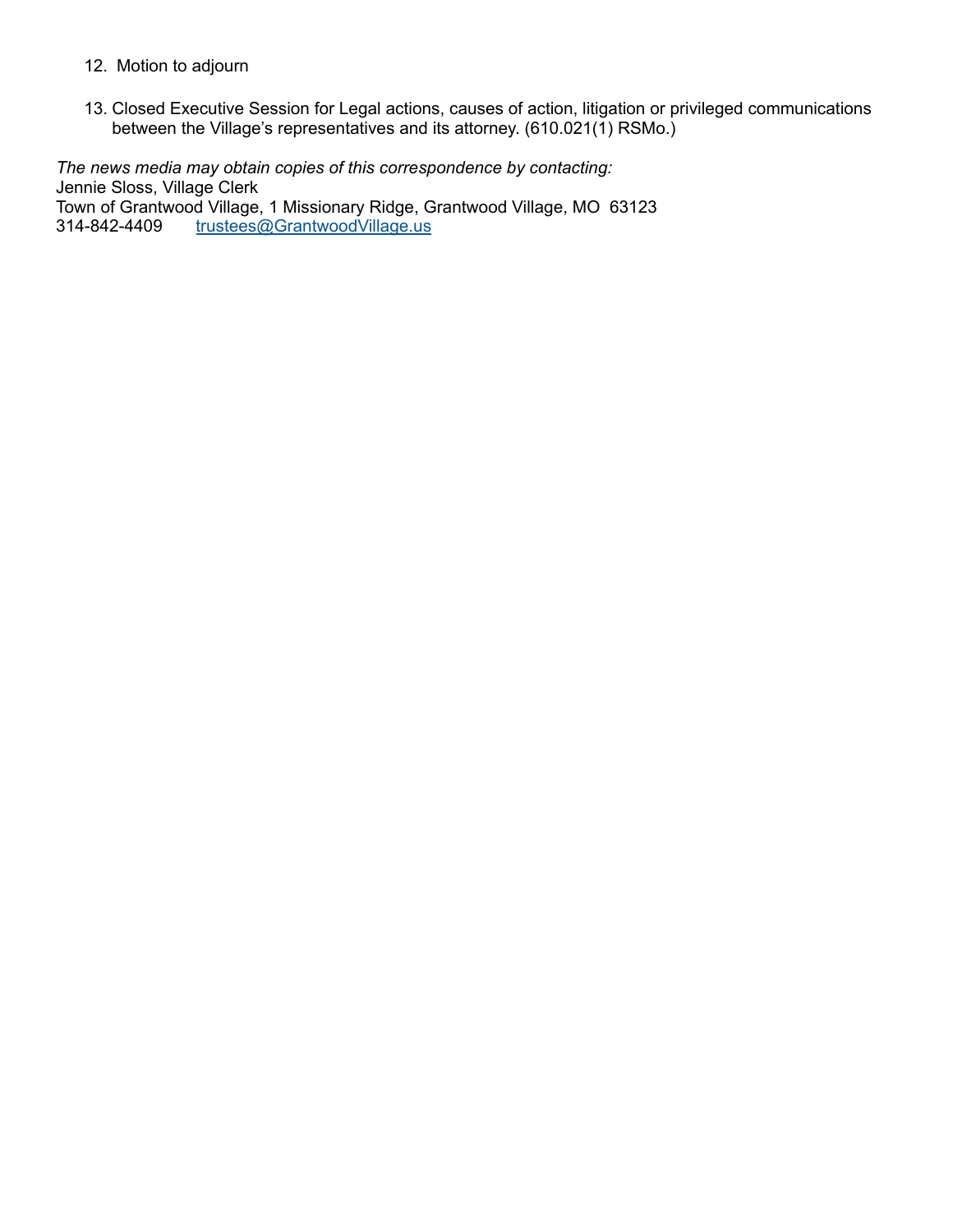12. Motion to adjourn

13. Closed Executive Session for Legal actions, causes of action, litigation or privileged communications between the Village's representatives and its attorney. (610.021(1) RSMo.)

*The news media may obtain copies of this correspondence by contacting:*
Jennie Sloss, Village Clerk
Town of Grantwood Village, 1 Missionary Ridge, Grantwood Village, MO 63123
314-842-4409 trustees@GrantwoodVillage.us